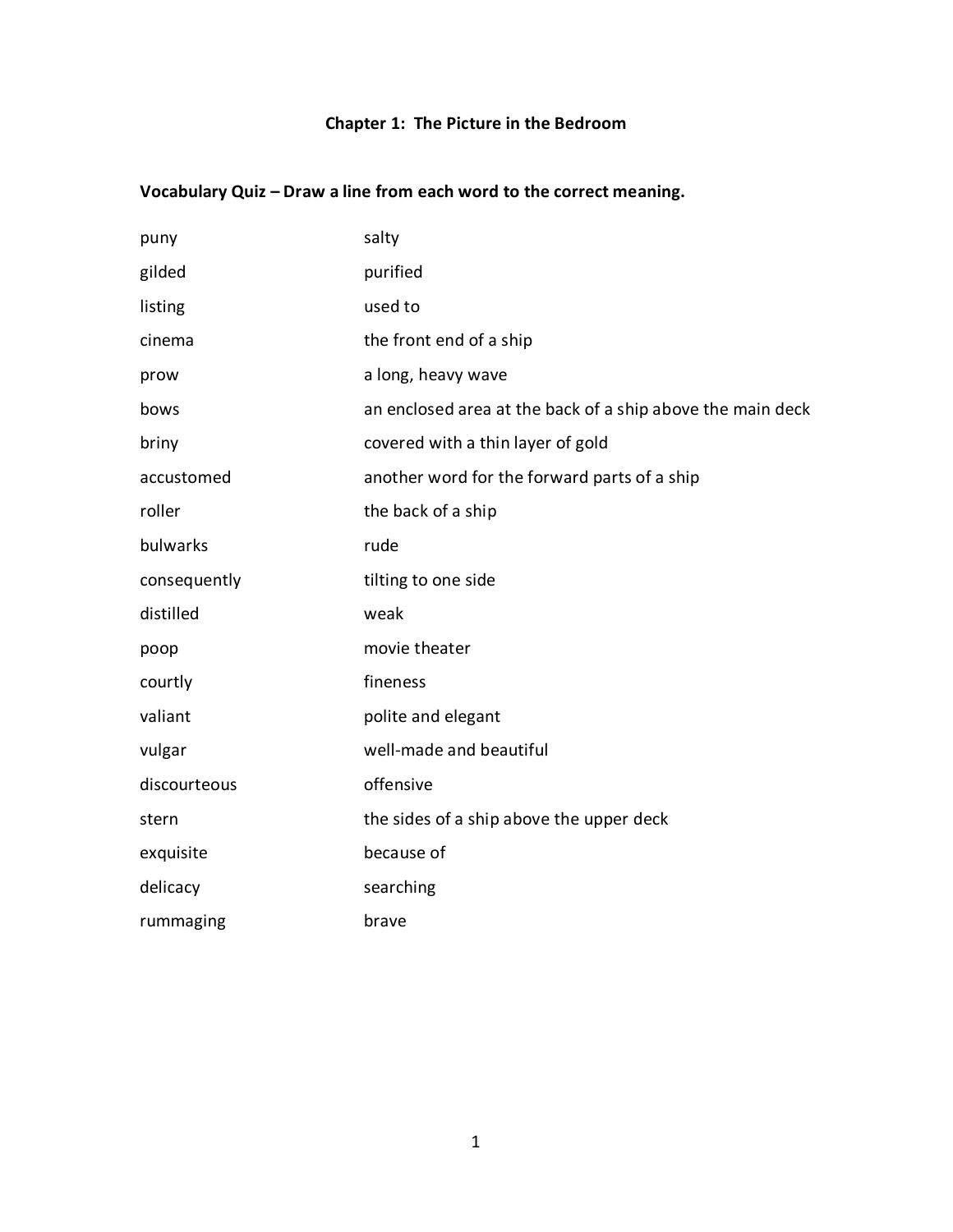### Chapter 1: The Picture in the Bedroom

**Vocabulary Quiz – Draw a line from each word to the correct meaning.**

| | |
|---|---|
| puny | salty |
| gilded | purified |
| listing | used to |
| cinema | the front end of a ship |
| prow | a long, heavy wave |
| bows | an enclosed area at the back of a ship above the main deck |
| briny | covered with a thin layer of gold |
| accustomed | another word for the forward parts of a ship |
| roller | the back of a ship |
| bulwarks | rude |
| consequently | tilting to one side |
| distilled | weak |
| poop | movie theater |
| courtly | fineness |
| valiant | polite and elegant |
| vulgar | well-made and beautiful |
| discourteous | offensive |
| stern | the sides of a ship above the upper deck |
| exquisite | because of |
| delicacy | searching |
| rummaging | brave |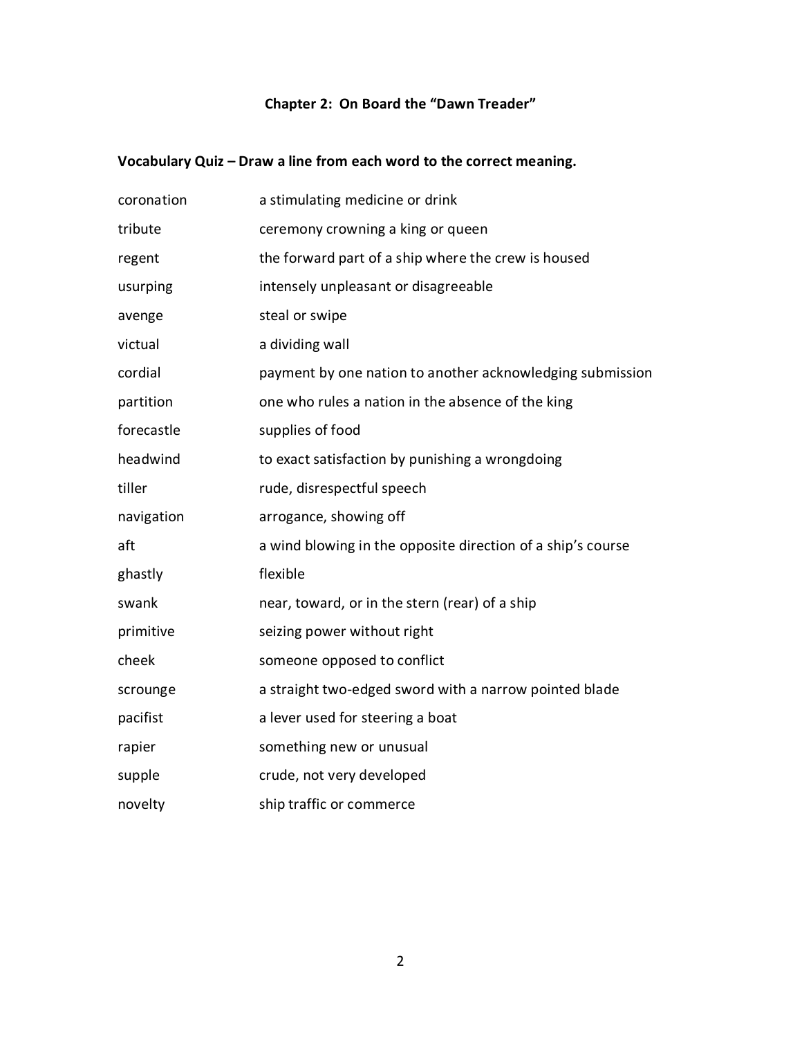## Chapter 2: On Board the "Dawn Treader"

**Vocabulary Quiz – Draw a line from each word to the correct meaning.**

| | |
|---|---|
| coronation | a stimulating medicine or drink |
| tribute | ceremony crowning a king or queen |
| regent | the forward part of a ship where the crew is housed |
| usurping | intensely unpleasant or disagreeable |
| avenge | steal or swipe |
| victual | a dividing wall |
| cordial | payment by one nation to another acknowledging submission |
| partition | one who rules a nation in the absence of the king |
| forecastle | supplies of food |
| headwind | to exact satisfaction by punishing a wrongdoing |
| tiller | rude, disrespectful speech |
| navigation | arrogance, showing off |
| aft | a wind blowing in the opposite direction of a ship's course |
| ghastly | flexible |
| swank | near, toward, or in the stern (rear) of a ship |
| primitive | seizing power without right |
| cheek | someone opposed to conflict |
| scrounge | a straight two-edged sword with a narrow pointed blade |
| pacifist | a lever used for steering a boat |
| rapier | something new or unusual |
| supple | crude, not very developed |
| novelty | ship traffic or commerce |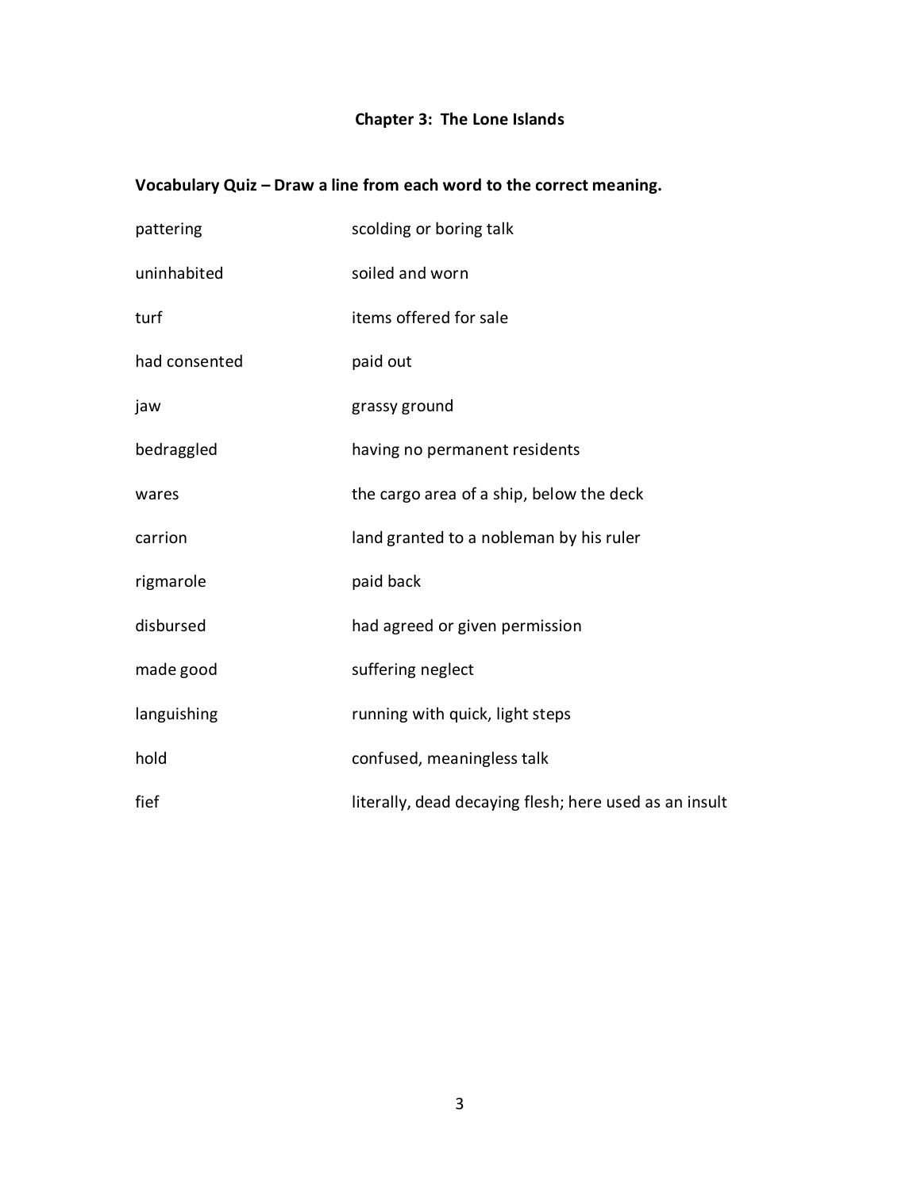## Chapter 3: The Lone Islands

**Vocabulary Quiz – Draw a line from each word to the correct meaning.**

| | |
|---|---|
| pattering | scolding or boring talk |
| uninhabited | soiled and worn |
| turf | items offered for sale |
| had consented | paid out |
| jaw | grassy ground |
| bedraggled | having no permanent residents |
| wares | the cargo area of a ship, below the deck |
| carrion | land granted to a nobleman by his ruler |
| rigmarole | paid back |
| disbursed | had agreed or given permission |
| made good | suffering neglect |
| languishing | running with quick, light steps |
| hold | confused, meaningless talk |
| fief | literally, dead decaying flesh; here used as an insult |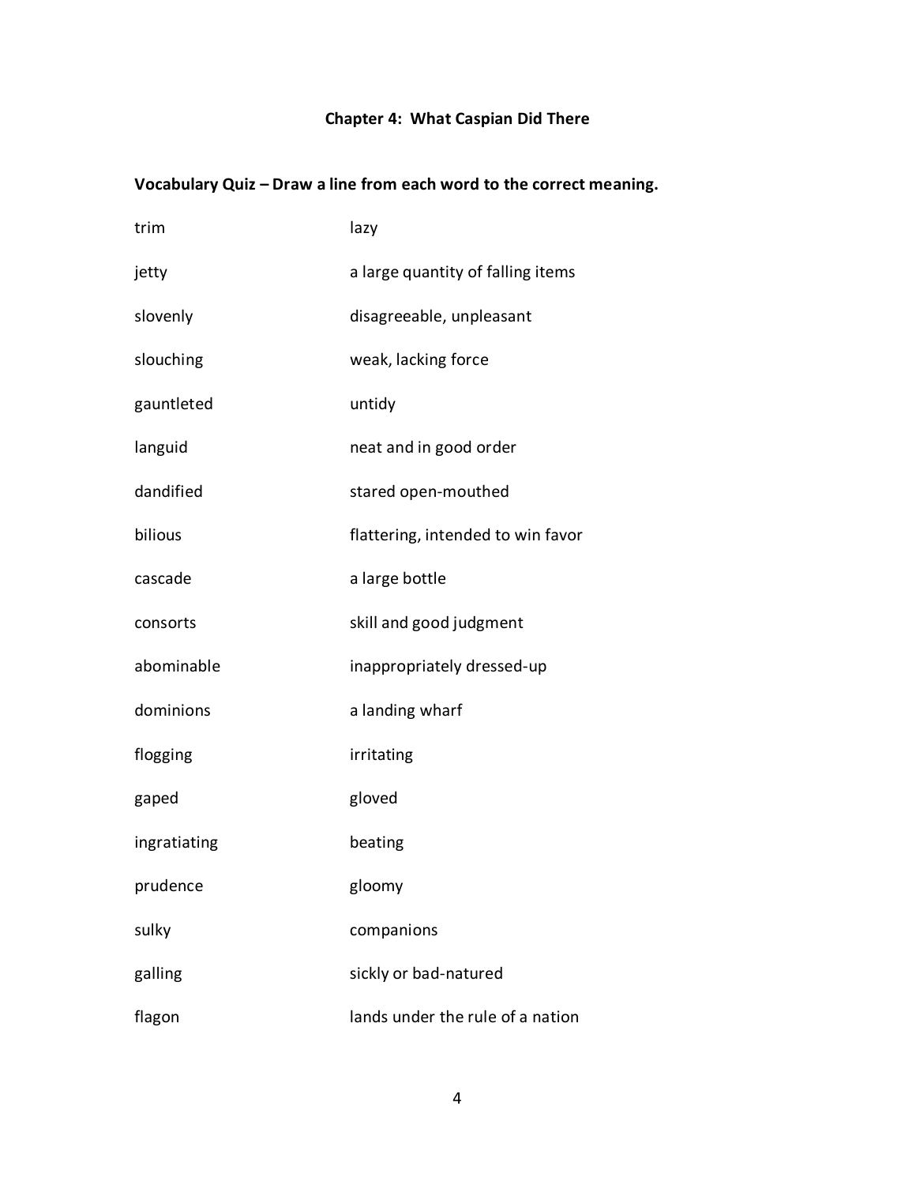## Chapter 4: What Caspian Did There

**Vocabulary Quiz – Draw a line from each word to the correct meaning.**

| | |
|---|---|
| trim | lazy |
| jetty | a large quantity of falling items |
| slovenly | disagreeable, unpleasant |
| slouching | weak, lacking force |
| gauntleted | untidy |
| languid | neat and in good order |
| dandified | stared open-mouthed |
| bilious | flattering, intended to win favor |
| cascade | a large bottle |
| consorts | skill and good judgment |
| abominable | inappropriately dressed-up |
| dominions | a landing wharf |
| flogging | irritating |
| gaped | gloved |
| ingratiating | beating |
| prudence | gloomy |
| sulky | companions |
| galling | sickly or bad-natured |
| flagon | lands under the rule of a nation |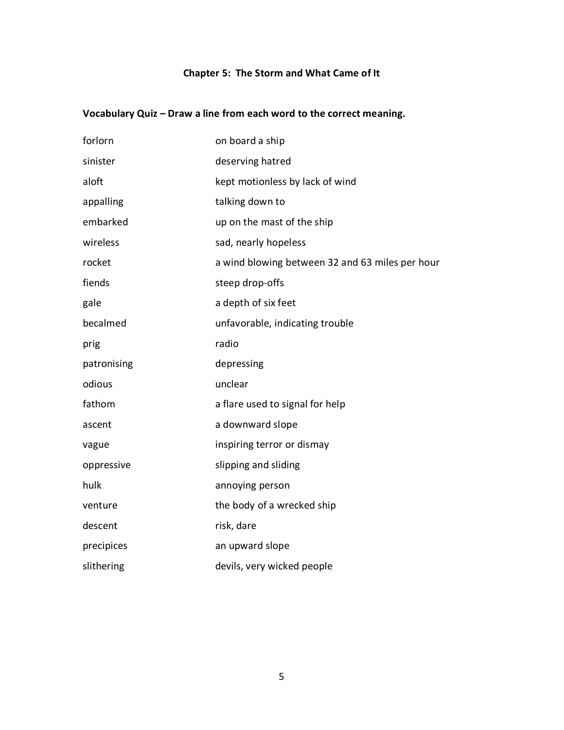## Chapter 5: The Storm and What Came of It

**Vocabulary Quiz – Draw a line from each word to the correct meaning.**

| | |
|---|---|
| forlorn | on board a ship |
| sinister | deserving hatred |
| aloft | kept motionless by lack of wind |
| appalling | talking down to |
| embarked | up on the mast of the ship |
| wireless | sad, nearly hopeless |
| rocket | a wind blowing between 32 and 63 miles per hour |
| fiends | steep drop-offs |
| gale | a depth of six feet |
| becalmed | unfavorable, indicating trouble |
| prig | radio |
| patronising | depressing |
| odious | unclear |
| fathom | a flare used to signal for help |
| ascent | a downward slope |
| vague | inspiring terror or dismay |
| oppressive | slipping and sliding |
| hulk | annoying person |
| venture | the body of a wrecked ship |
| descent | risk, dare |
| precipices | an upward slope |
| slithering | devils, very wicked people |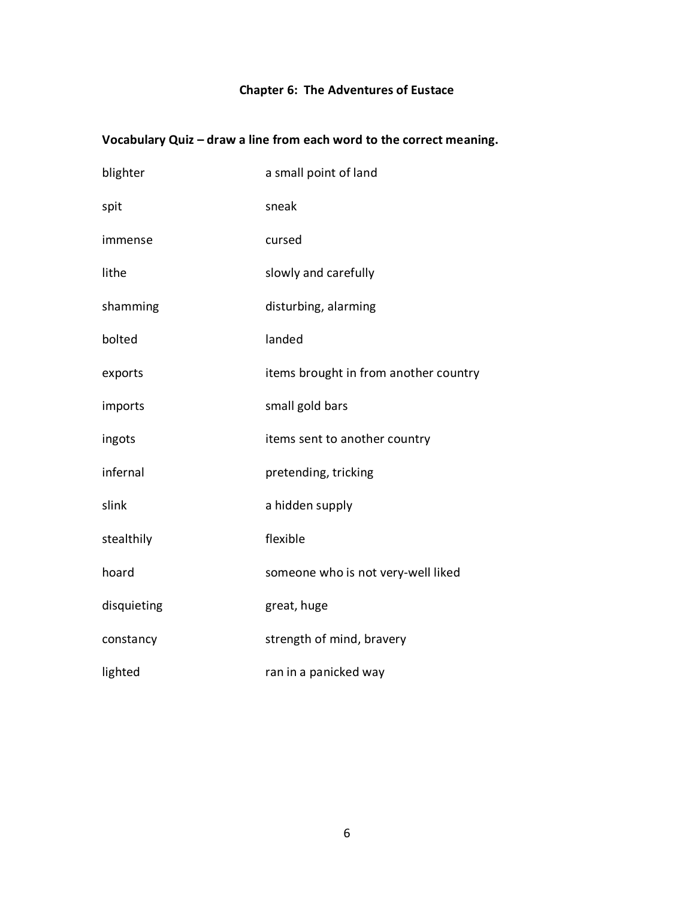## Chapter 6: The Adventures of Eustace

### Vocabulary Quiz – draw a line from each word to the correct meaning.

| | |
|---|---|
| blighter | a small point of land |
| spit | sneak |
| immense | cursed |
| lithe | slowly and carefully |
| shamming | disturbing, alarming |
| bolted | landed |
| exports | items brought in from another country |
| imports | small gold bars |
| ingots | items sent to another country |
| infernal | pretending, tricking |
| slink | a hidden supply |
| stealthily | flexible |
| hoard | someone who is not very-well liked |
| disquieting | great, huge |
| constancy | strength of mind, bravery |
| lighted | ran in a panicked way |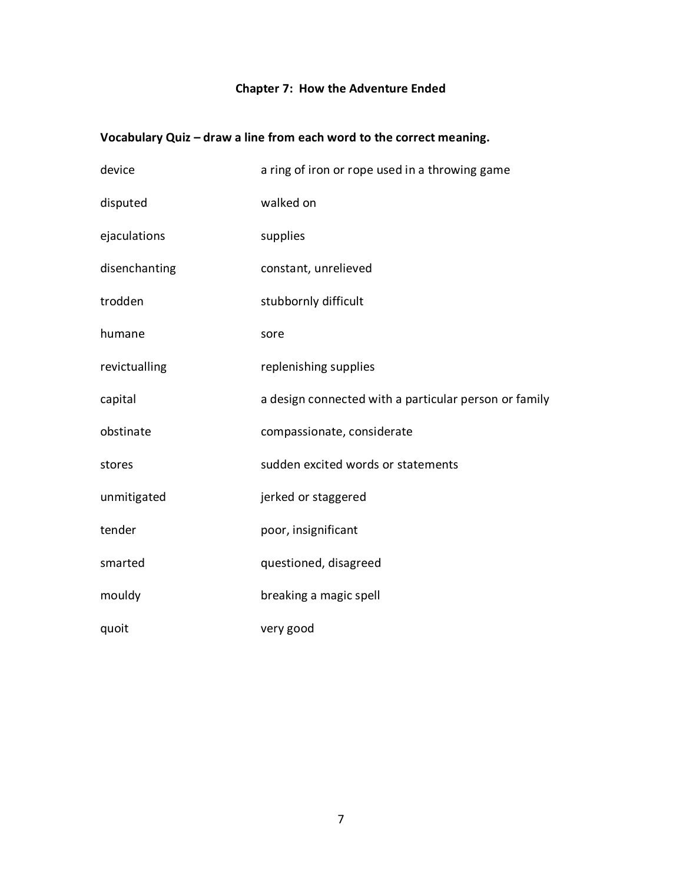# Chapter 7: How the Adventure Ended

## Vocabulary Quiz – draw a line from each word to the correct meaning.

| | |
|---|---|
| device | a ring of iron or rope used in a throwing game |
| disputed | walked on |
| ejaculations | supplies |
| disenchanting | constant, unrelieved |
| trodden | stubbornly difficult |
| humane | sore |
| revictualling | replenishing supplies |
| capital | a design connected with a particular person or family |
| obstinate | compassionate, considerate |
| stores | sudden excited words or statements |
| unmitigated | jerked or staggered |
| tender | poor, insignificant |
| smarted | questioned, disagreed |
| mouldy | breaking a magic spell |
| quoit | very good |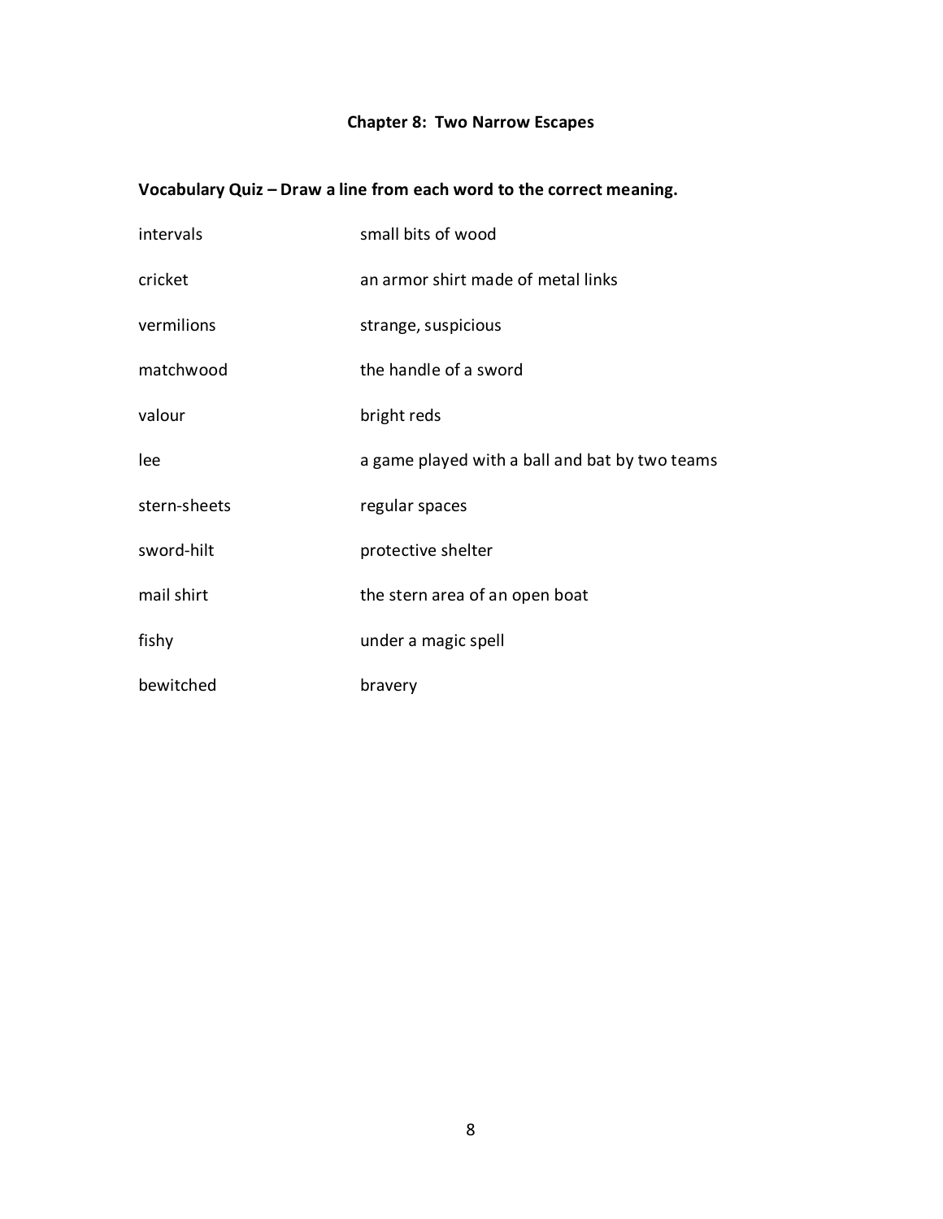### Chapter 8: Two Narrow Escapes

**Vocabulary Quiz – Draw a line from each word to the correct meaning.**

| | |
|---|---|
| intervals | small bits of wood |
| cricket | an armor shirt made of metal links |
| vermilions | strange, suspicious |
| matchwood | the handle of a sword |
| valour | bright reds |
| lee | a game played with a ball and bat by two teams |
| stern-sheets | regular spaces |
| sword-hilt | protective shelter |
| mail shirt | the stern area of an open boat |
| fishy | under a magic spell |
| bewitched | bravery |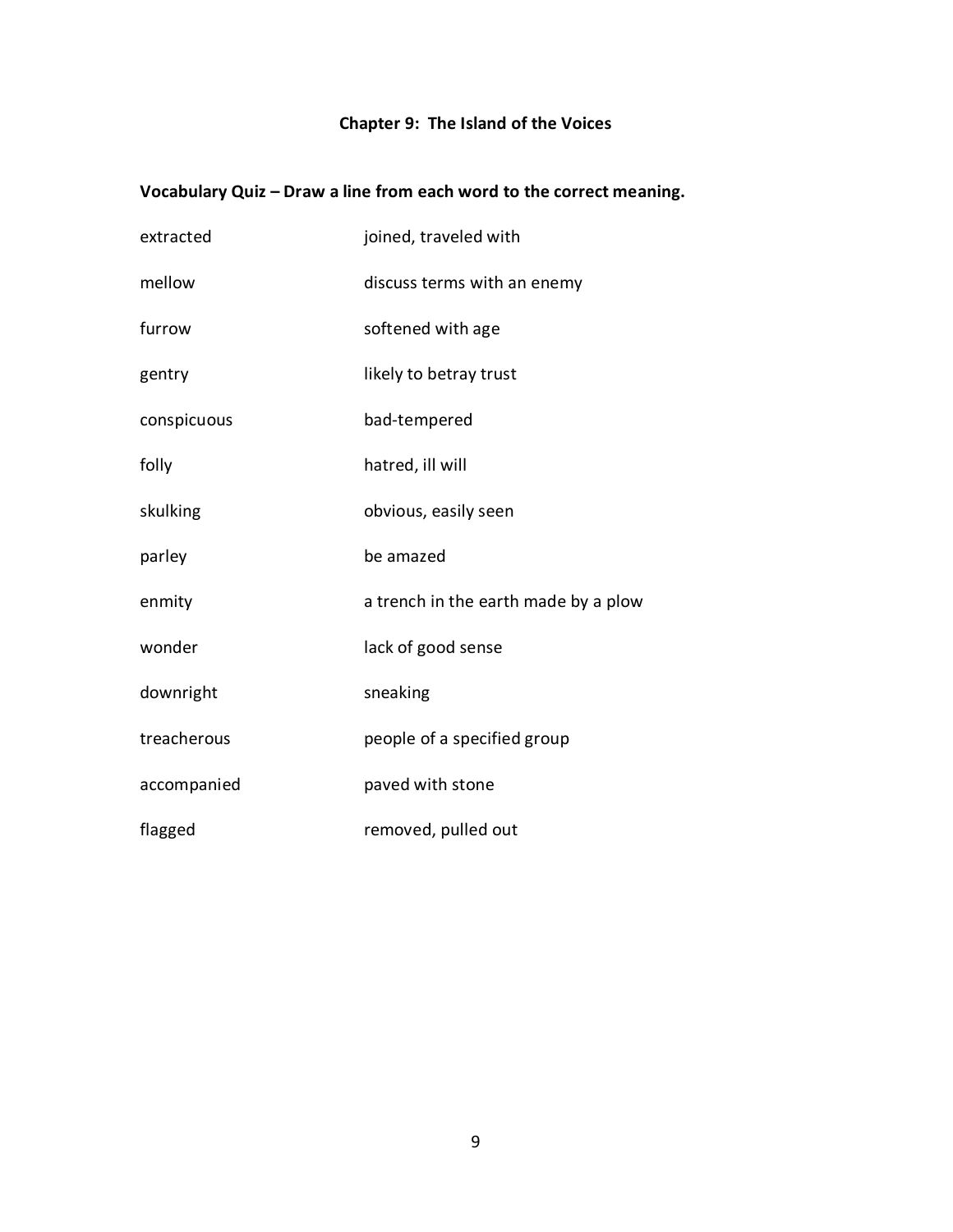## Chapter 9: The Island of the Voices

**Vocabulary Quiz – Draw a line from each word to the correct meaning.**

| | |
|---|---|
| extracted | joined, traveled with |
| mellow | discuss terms with an enemy |
| furrow | softened with age |
| gentry | likely to betray trust |
| conspicuous | bad-tempered |
| folly | hatred, ill will |
| skulking | obvious, easily seen |
| parley | be amazed |
| enmity | a trench in the earth made by a plow |
| wonder | lack of good sense |
| downright | sneaking |
| treacherous | people of a specified group |
| accompanied | paved with stone |
| flagged | removed, pulled out |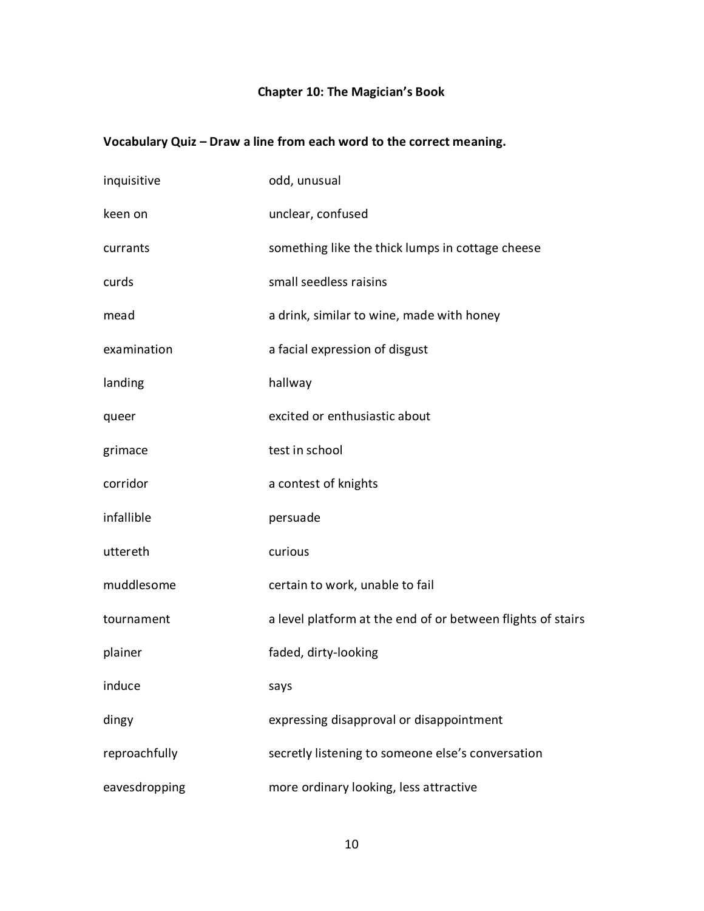## Chapter 10: The Magician's Book

**Vocabulary Quiz – Draw a line from each word to the correct meaning.**

| | |
|---|---|
| inquisitive | odd, unusual |
| keen on | unclear, confused |
| currants | something like the thick lumps in cottage cheese |
| curds | small seedless raisins |
| mead | a drink, similar to wine, made with honey |
| examination | a facial expression of disgust |
| landing | hallway |
| queer | excited or enthusiastic about |
| grimace | test in school |
| corridor | a contest of knights |
| infallible | persuade |
| uttereth | curious |
| muddlesome | certain to work, unable to fail |
| tournament | a level platform at the end of or between flights of stairs |
| plainer | faded, dirty-looking |
| induce | says |
| dingy | expressing disapproval or disappointment |
| reproachfully | secretly listening to someone else's conversation |
| eavesdropping | more ordinary looking, less attractive |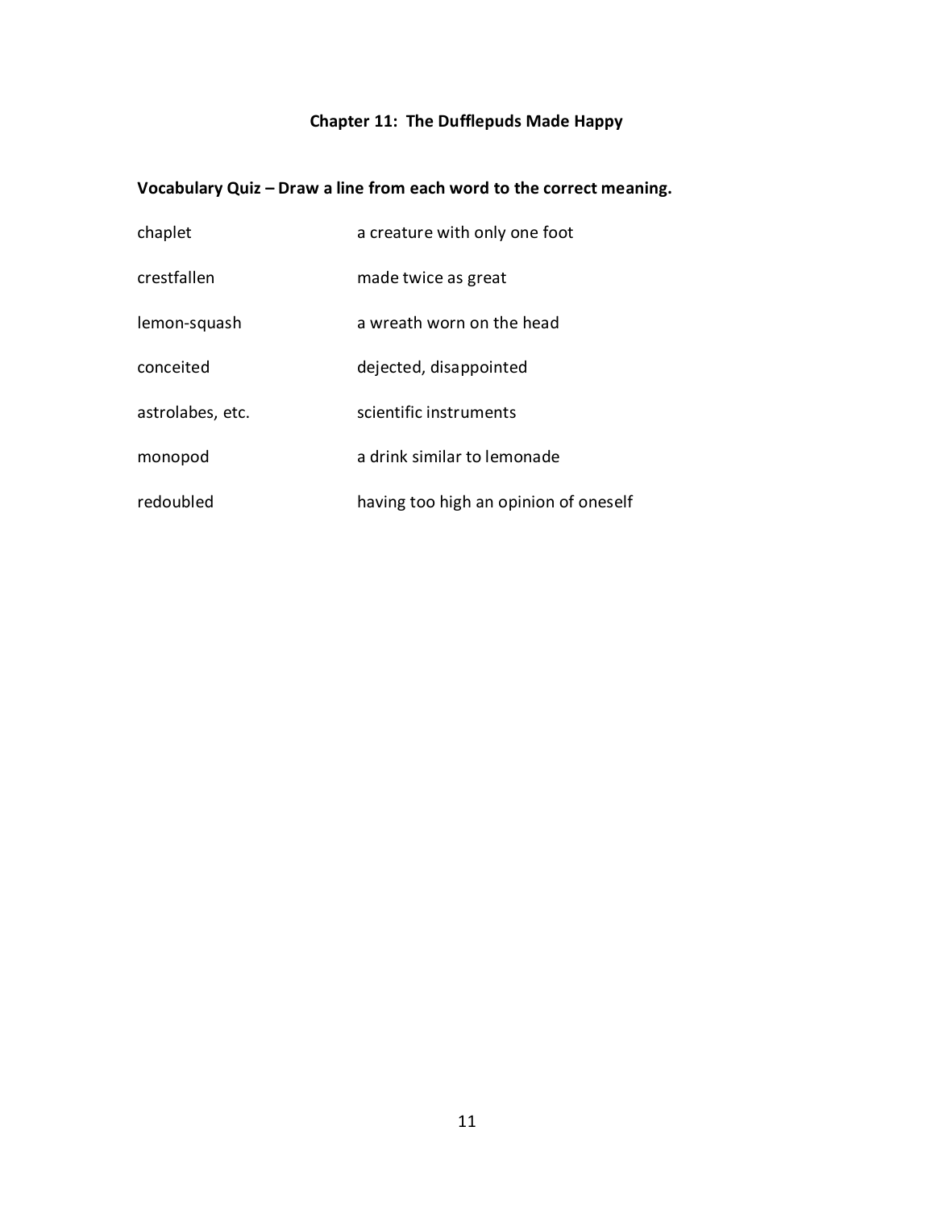## Chapter 11: The Dufflepuds Made Happy

**Vocabulary Quiz – Draw a line from each word to the correct meaning.**

| | |
|---|---|
| chaplet | a creature with only one foot |
| crestfallen | made twice as great |
| lemon-squash | a wreath worn on the head |
| conceited | dejected, disappointed |
| astrolabes, etc. | scientific instruments |
| monopod | a drink similar to lemonade |
| redoubled | having too high an opinion of oneself |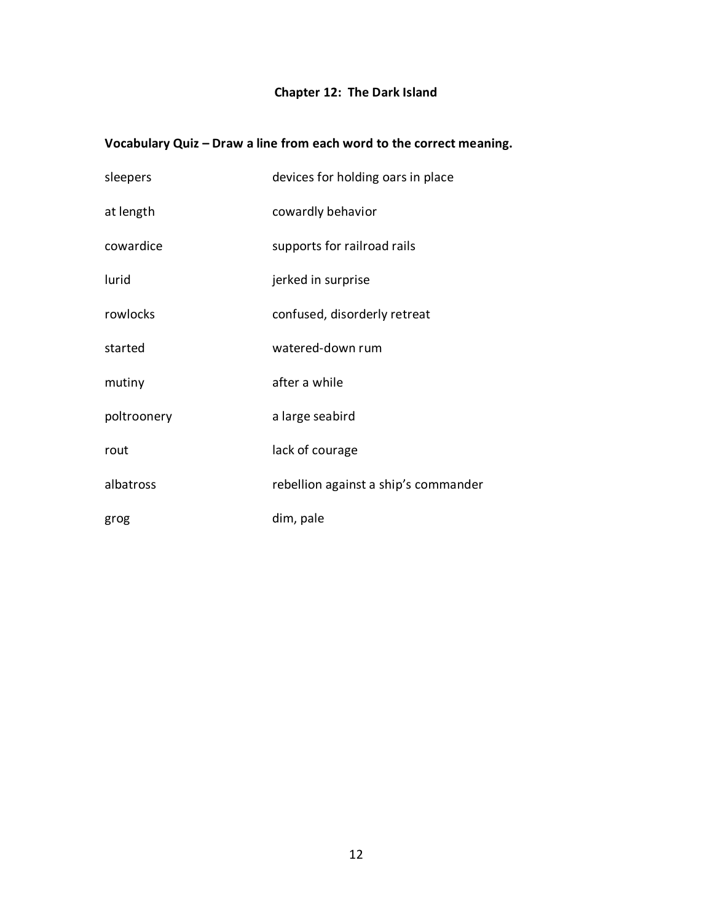## Chapter 12: The Dark Island

**Vocabulary Quiz – Draw a line from each word to the correct meaning.**

| | |
|---|---|
| sleepers | devices for holding oars in place |
| at length | cowardly behavior |
| cowardice | supports for railroad rails |
| lurid | jerked in surprise |
| rowlocks | confused, disorderly retreat |
| started | watered-down rum |
| mutiny | after a while |
| poltroonery | a large seabird |
| rout | lack of courage |
| albatross | rebellion against a ship's commander |
| grog | dim, pale |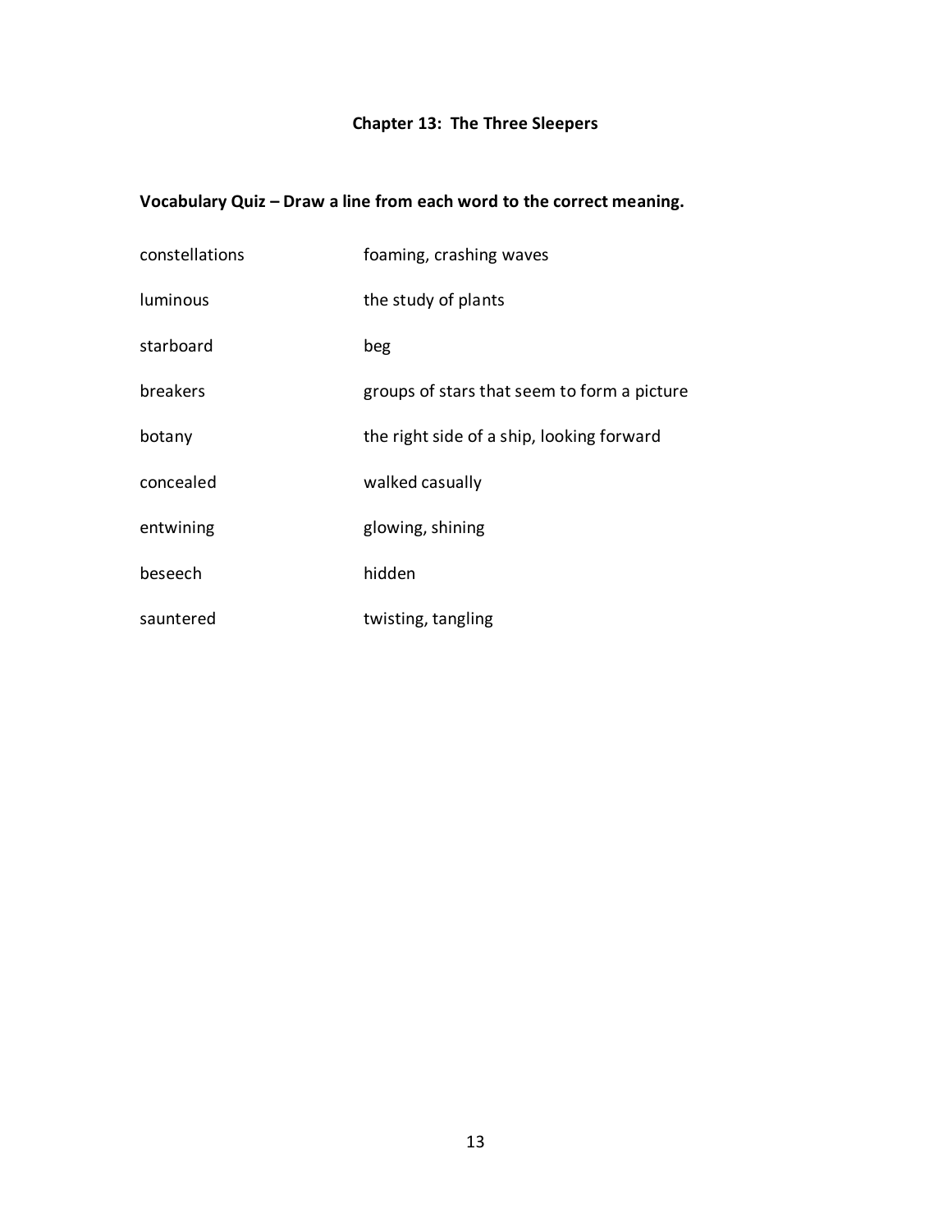## Chapter 13: The Three Sleepers

### Vocabulary Quiz – Draw a line from each word to the correct meaning.

| | |
|---|---|
| constellations | foaming, crashing waves |
| luminous | the study of plants |
| starboard | beg |
| breakers | groups of stars that seem to form a picture |
| botany | the right side of a ship, looking forward |
| concealed | walked casually |
| entwining | glowing, shining |
| beseech | hidden |
| sauntered | twisting, tangling |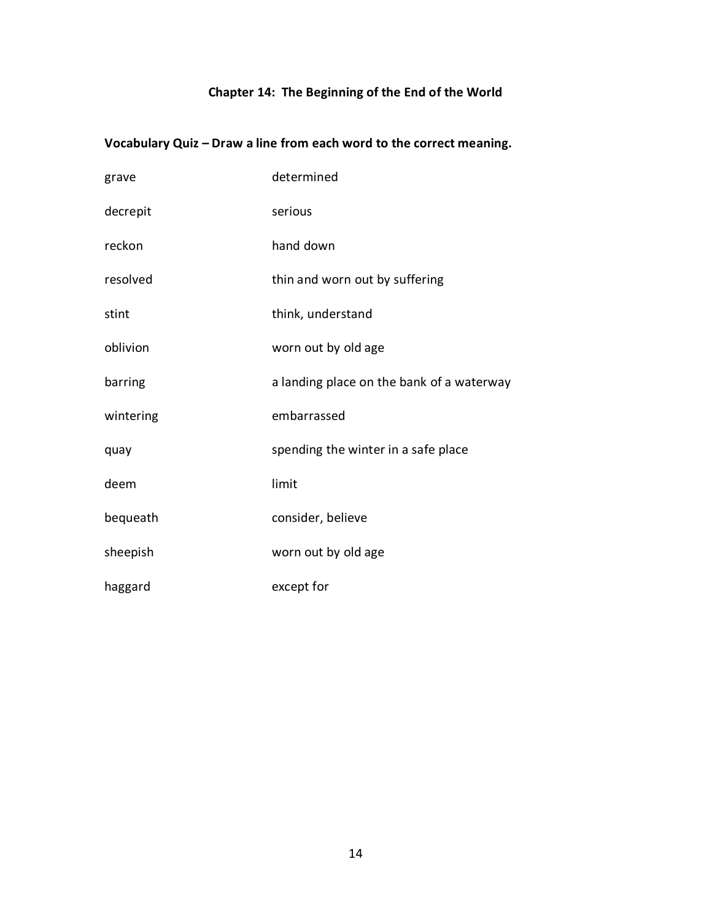## Chapter 14: The Beginning of the End of the World

**Vocabulary Quiz – Draw a line from each word to the correct meaning.**

| | |
|---|---|
| grave | determined |
| decrepit | serious |
| reckon | hand down |
| resolved | thin and worn out by suffering |
| stint | think, understand |
| oblivion | worn out by old age |
| barring | a landing place on the bank of a waterway |
| wintering | embarrassed |
| quay | spending the winter in a safe place |
| deem | limit |
| bequeath | consider, believe |
| sheepish | worn out by old age |
| haggard | except for |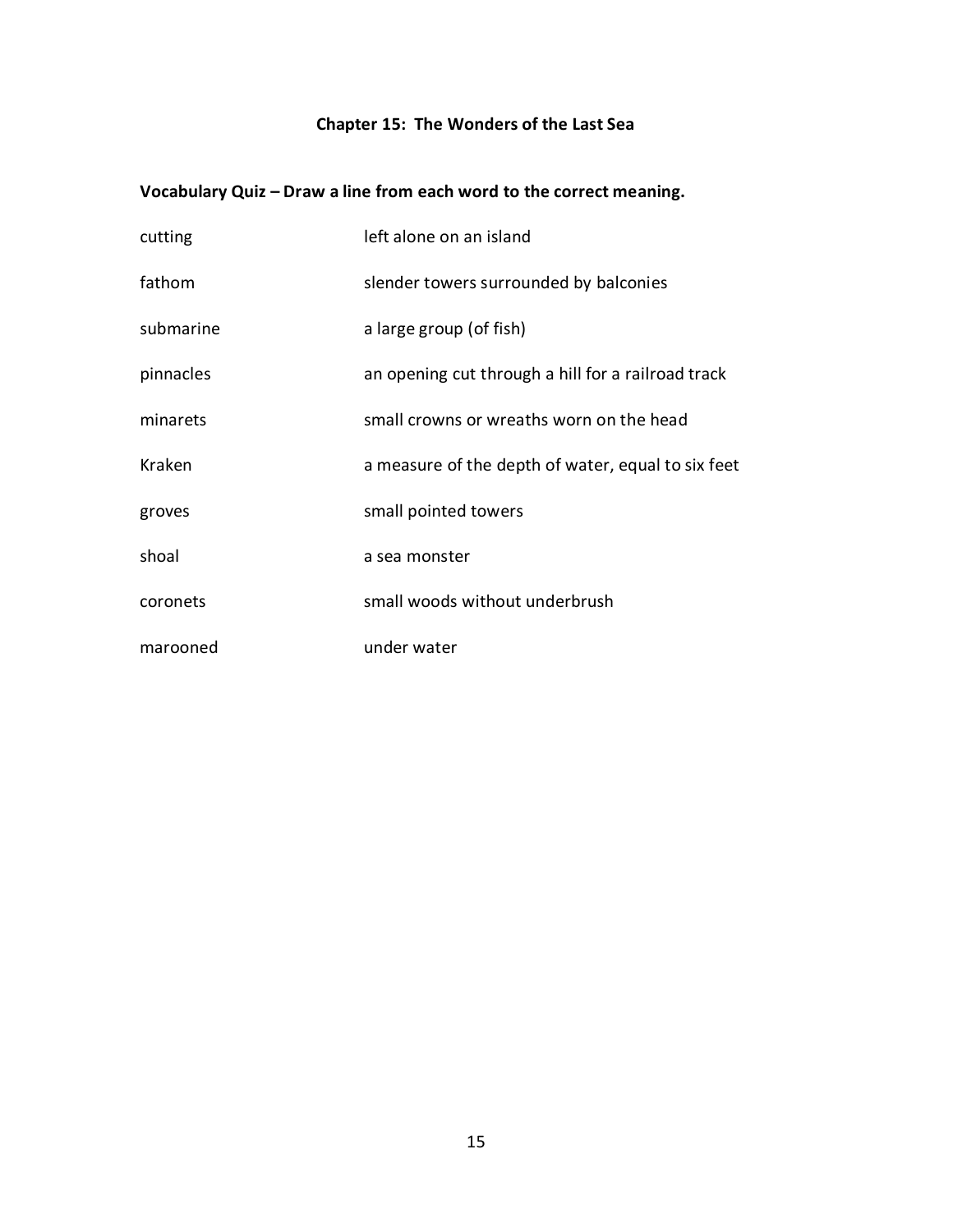# Chapter 15: The Wonders of the Last Sea

**Vocabulary Quiz – Draw a line from each word to the correct meaning.**

| | |
|---|---|
| cutting | left alone on an island |
| fathom | slender towers surrounded by balconies |
| submarine | a large group (of fish) |
| pinnacles | an opening cut through a hill for a railroad track |
| minarets | small crowns or wreaths worn on the head |
| Kraken | a measure of the depth of water, equal to six feet |
| groves | small pointed towers |
| shoal | a sea monster |
| coronets | small woods without underbrush |
| marooned | under water |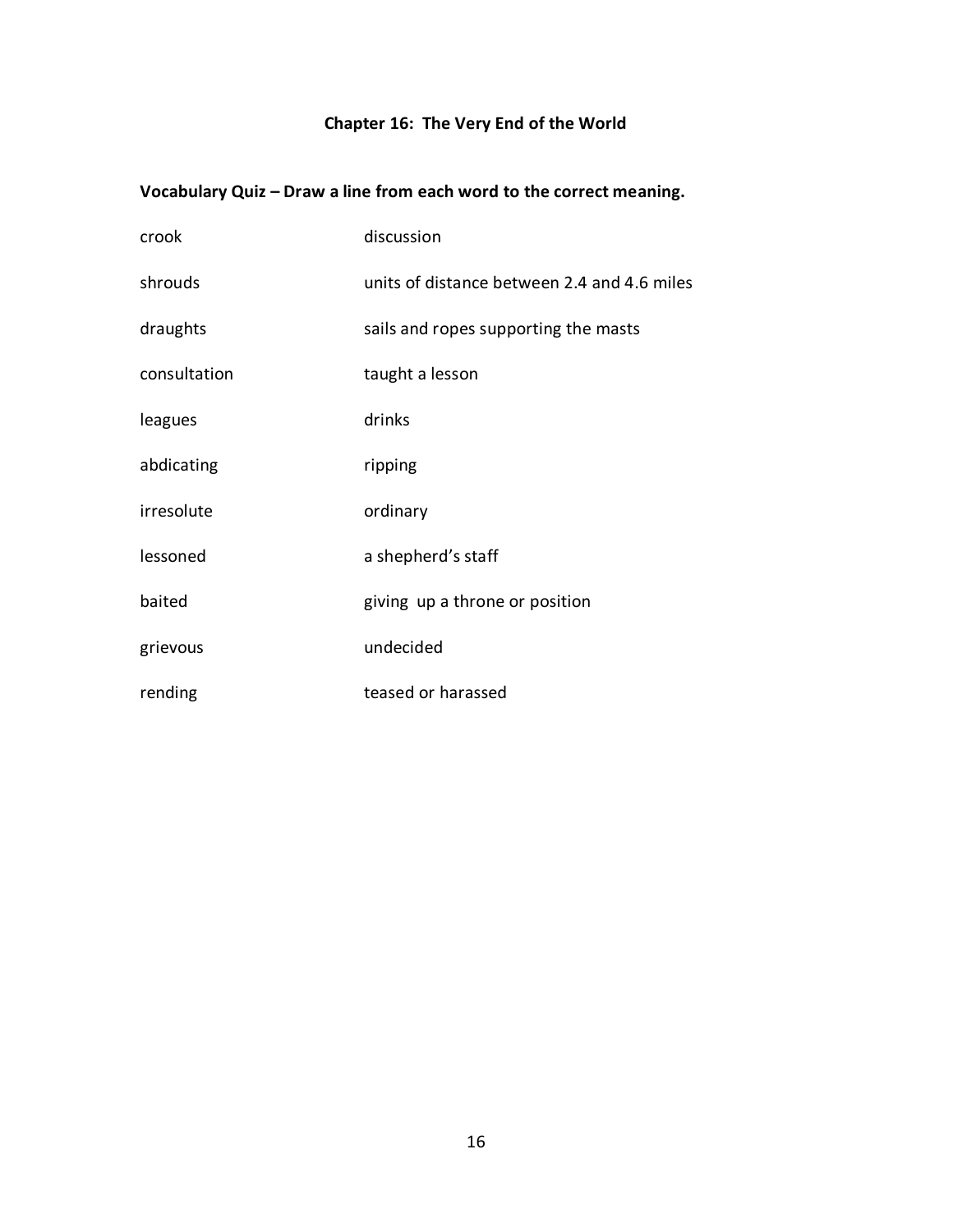## Chapter 16: The Very End of the World

**Vocabulary Quiz – Draw a line from each word to the correct meaning.**

| | |
|---|---|
| crook | discussion |
| shrouds | units of distance between 2.4 and 4.6 miles |
| draughts | sails and ropes supporting the masts |
| consultation | taught a lesson |
| leagues | drinks |
| abdicating | ripping |
| irresolute | ordinary |
| lessoned | a shepherd's staff |
| baited | giving up a throne or position |
| grievous | undecided |
| rending | teased or harassed |